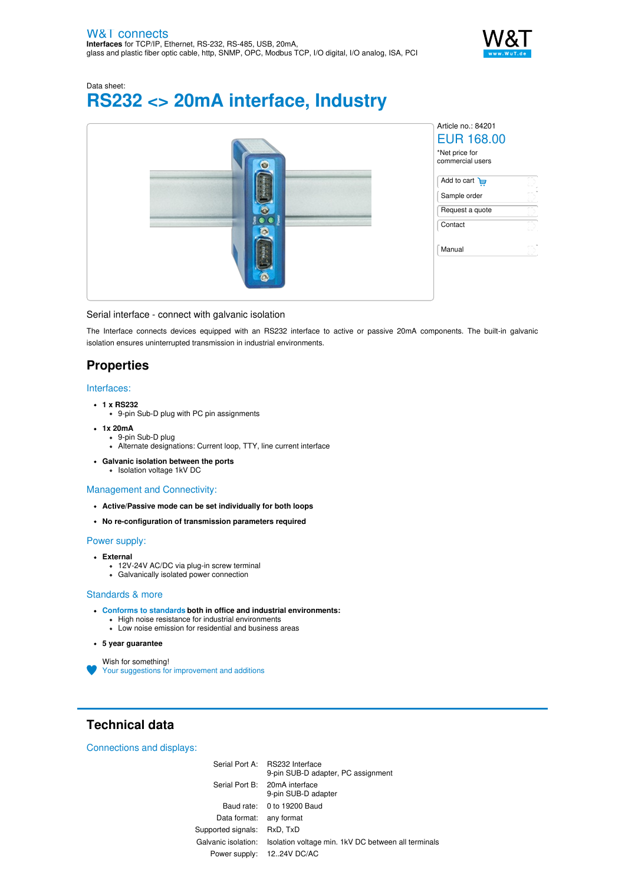W&T connects
**Interfaces** for TCP/IP, Ethernet, RS-232, RS-485, USB, 20mA, glass and plastic fiber optic cable, http, SNMP, OPC, Modbus TCP, I/O digital, I/O analog, ISA, PCI

Data sheet:

# RS232 <> 20mA interface, Industry

Article no.: 84201

EUR 168.00

*Net price for commercial users

- Add to cart
- Sample order
- Request a quote
- Contact
- Manual

Serial interface - connect with galvanic isolation

The Interface connects devices equipped with an RS232 interface to active or passive 20mA components. The built-in galvanic isolation ensures uninterrupted transmission in industrial environments.

## Properties

### Interfaces:

- **1 x RS232**
  - 9-pin Sub-D plug with PC pin assignments
- **1x 20mA**
  - 9-pin Sub-D plug
  - Alternate designations: Current loop, TTY, line current interface
- **Galvanic isolation between the ports**
  - Isolation voltage 1kV DC

### Management and Connectivity:

- **Active/Passive mode can be set individually for both loops**
- **No re-configuration of transmission parameters required**

### Power supply:

- **External**
  - 12V-24V AC/DC via plug-in screw terminal
  - Galvanically isolated power connection

### Standards & more

- **Conforms to standards both in office and industrial environments:**
  - High noise resistance for industrial environments
  - Low noise emission for residential and business areas
- **5 year guarantee**

Wish for something!
Your suggestions for improvement and additions

## Technical data

### Connections and displays:

| | |
|---|---|
| Serial Port A: | RS232 Interface<br>9-pin SUB-D adapter, PC assignment |
| Serial Port B: | 20mA interface<br>9-pin SUB-D adapter |
| Baud rate: | 0 to 19200 Baud |
| Data format: | any format |
| Supported signals: | RxD, TxD |
| Galvanic isolation: | Isolation voltage min. 1kV DC between all terminals |
| Power supply: | 12..24V DC/AC |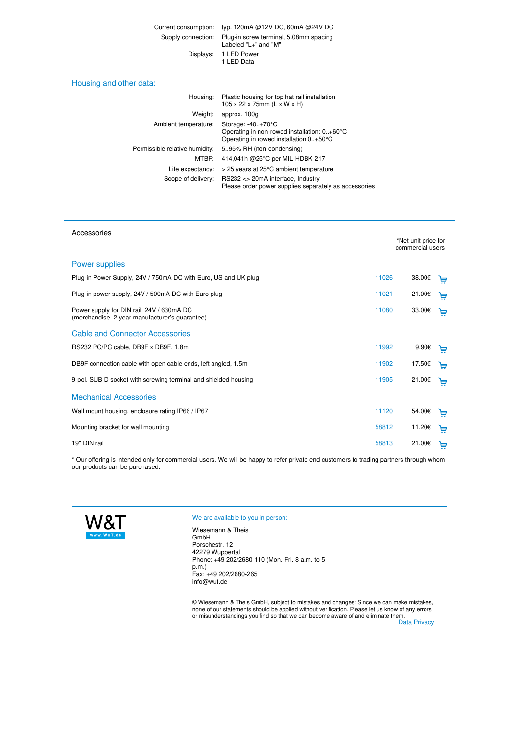| | |
|---|---|
| Current consumption: | typ. 120mA @12V DC, 60mA @24V DC |
| Supply connection: | Plug-in screw terminal, 5.08mm spacing<br>Labeled "L+" and "M" |
| Displays: | 1 LED Power<br>1 LED Data |

## Housing and other data:

| | |
|---|---|
| Housing: | Plastic housing for top hat rail installation<br>105 x 22 x 75mm (L x W x H) |
| Weight: | approx. 100g |
| Ambient temperature: | Storage: -40..+70°C<br>Operating in non-rowed installation: 0..+60°C<br>Operating in rowed installation 0..+50°C |
| Permissible relative humidity: | 5..95% RH (non-condensing) |
| MTBF: | 414,041h @25°C per MIL-HDBK-217 |
| Life expectancy: | > 25 years at 25°C ambient temperature |
| Scope of delivery: | RS232 <> 20mA interface, Industry<br>Please order power supplies separately as accessories |

## Accessories

*Net unit price for commercial users

### Power supplies

| | | |
|---|---|---|
| Plug-in Power Supply, 24V / 750mA DC with Euro, US and UK plug | 11026 | 38.00€ |
| Plug-in power supply, 24V / 500mA DC with Euro plug | 11021 | 21.00€ |
| Power supply for DIN rail, 24V / 630mA DC<br>(merchandise, 2-year manufacturer's guarantee) | 11080 | 33.00€ |

### Cable and Connector Accessories

| | | |
|---|---|---|
| RS232 PC/PC cable, DB9F x DB9F, 1.8m | 11992 | 9.90€ |
| DB9F connection cable with open cable ends, left angled, 1.5m | 11902 | 17.50€ |
| 9-pol. SUB D socket with screwing terminal and shielded housing | 11905 | 21.00€ |

### Mechanical Accessories

| | | |
|---|---|---|
| Wall mount housing, enclosure rating IP66 / IP67 | 11120 | 54.00€ |
| Mounting bracket for wall mounting | 58812 | 11.20€ |
| 19" DIN rail | 58813 | 21.00€ |

* Our offering is intended only for commercial users. We will be happy to refer private end customers to trading partners through whom our products can be purchased.

W&T
www.WuT.de

We are available to you in person:

Wiesemann & Theis GmbH
Porschestr. 12
42279 Wuppertal
Phone: +49 202/2680-110 (Mon.-Fri. 8 a.m. to 5 p.m.)
Fax: +49 202/2680-265
info@wut.de

© Wiesemann & Theis GmbH, subject to mistakes and changes: Since we can make mistakes, none of our statements should be applied without verification. Please let us know of any errors or misunderstandings you find so that we can become aware of and eliminate them.

Data Privacy